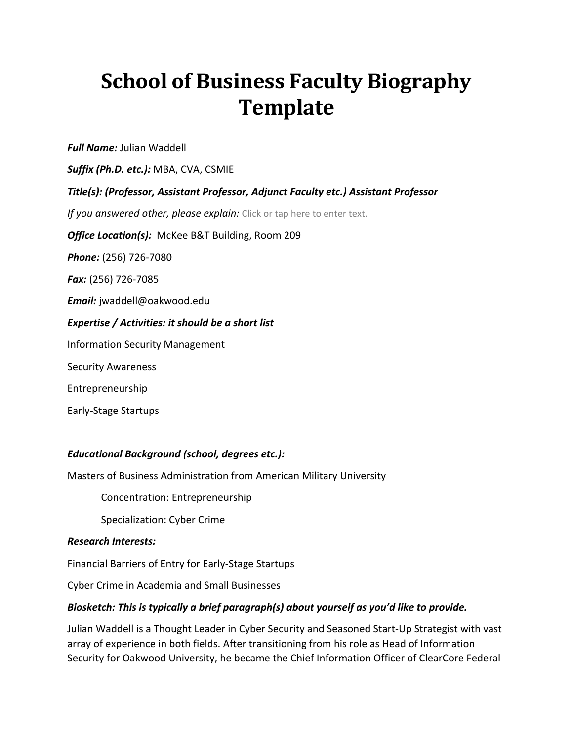# School of Business Faculty Biography Template

***Full Name:*** Julian Waddell

***Suffix (Ph.D. etc.):*** MBA, CVA, CSMIE

***Title(s): (Professor, Assistant Professor, Adjunct Faculty etc.) Assistant Professor***

*If you answered other, please explain:* Click or tap here to enter text.

***Office Location(s):*** McKee B&T Building, Room 209

***Phone:*** (256) 726-7080

***Fax:*** (256) 726-7085

***Email:*** jwaddell@oakwood.edu

***Expertise / Activities: it should be a short list***

Information Security Management

Security Awareness

Entrepreneurship

Early-Stage Startups

***Educational Background (school, degrees etc.):***

Masters of Business Administration from American Military University

Concentration: Entrepreneurship

Specialization: Cyber Crime

***Research Interests:***

Financial Barriers of Entry for Early-Stage Startups

Cyber Crime in Academia and Small Businesses

***Biosketch: This is typically a brief paragraph(s) about yourself as you'd like to provide.***

Julian Waddell is a Thought Leader in Cyber Security and Seasoned Start-Up Strategist with vast array of experience in both fields. After transitioning from his role as Head of Information Security for Oakwood University, he became the Chief Information Officer of ClearCore Federal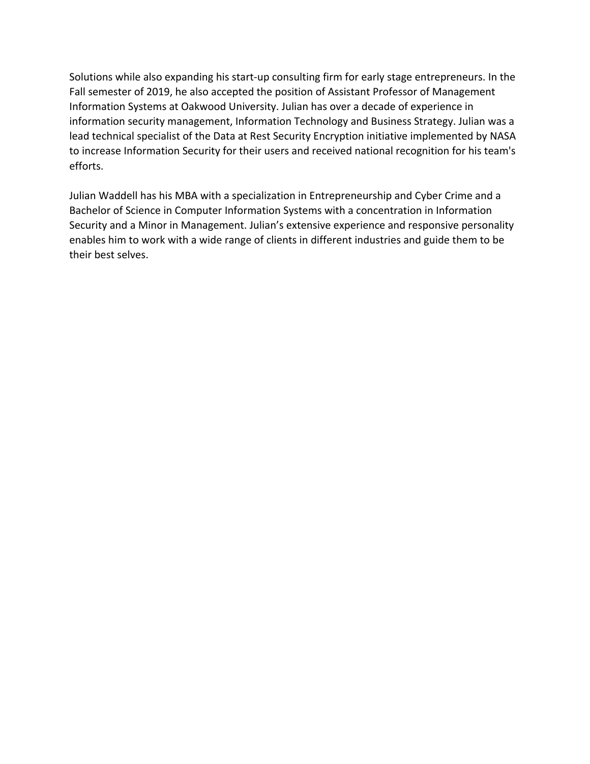Solutions while also expanding his start-up consulting firm for early stage entrepreneurs. In the Fall semester of 2019, he also accepted the position of Assistant Professor of Management Information Systems at Oakwood University. Julian has over a decade of experience in information security management, Information Technology and Business Strategy. Julian was a lead technical specialist of the Data at Rest Security Encryption initiative implemented by NASA to increase Information Security for their users and received national recognition for his team's efforts.

Julian Waddell has his MBA with a specialization in Entrepreneurship and Cyber Crime and a Bachelor of Science in Computer Information Systems with a concentration in Information Security and a Minor in Management. Julian's extensive experience and responsive personality enables him to work with a wide range of clients in different industries and guide them to be their best selves.